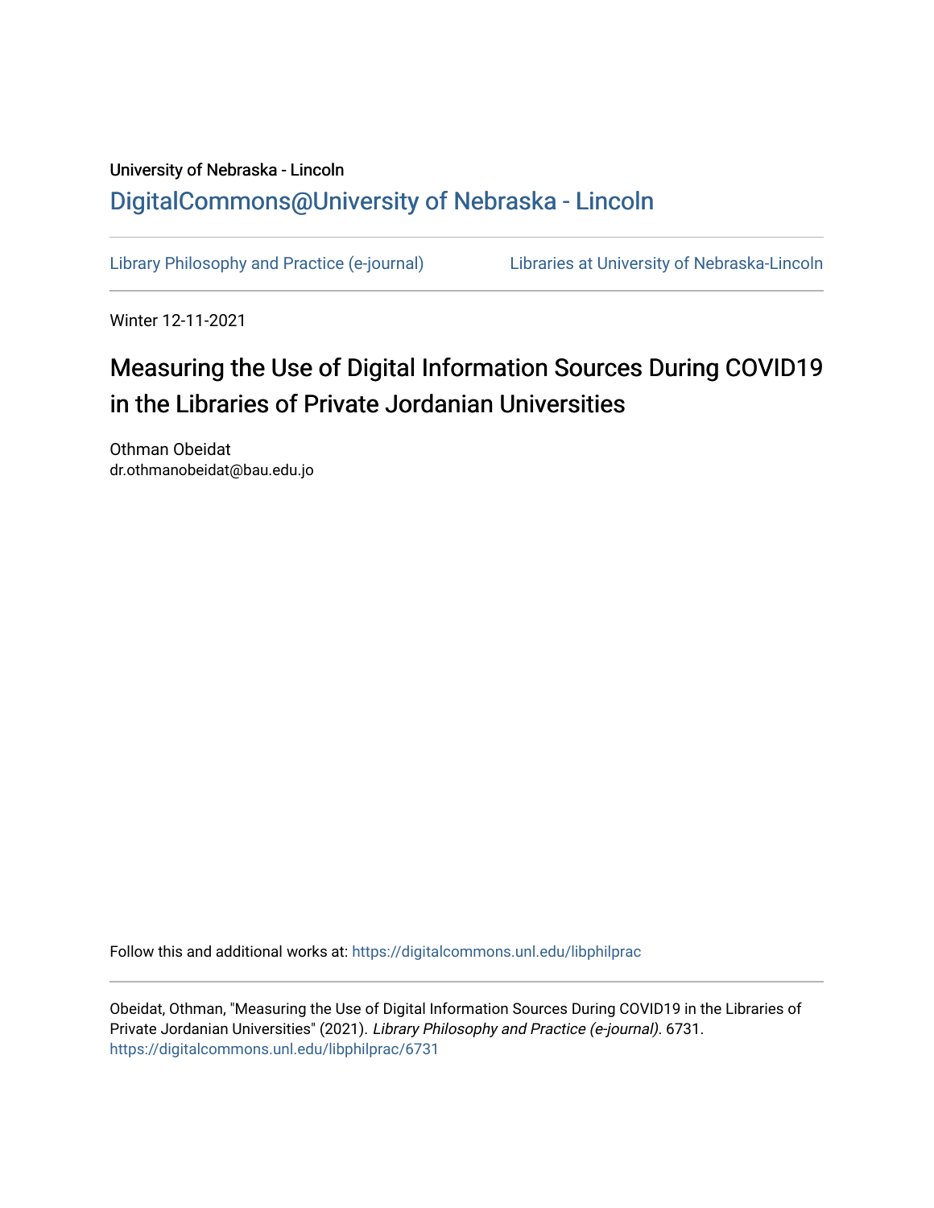University of Nebraska - Lincoln

DigitalCommons@University of Nebraska - Lincoln

Library Philosophy and Practice (e-journal) | Libraries at University of Nebraska-Lincoln

Winter 12-11-2021

# Measuring the Use of Digital Information Sources During COVID19 in the Libraries of Private Jordanian Universities

Othman Obeidat
dr.othmanobeidat@bau.edu.jo

Follow this and additional works at: https://digitalcommons.unl.edu/libphilprac

Obeidat, Othman, "Measuring the Use of Digital Information Sources During COVID19 in the Libraries of Private Jordanian Universities" (2021). *Library Philosophy and Practice (e-journal)*. 6731.
https://digitalcommons.unl.edu/libphilprac/6731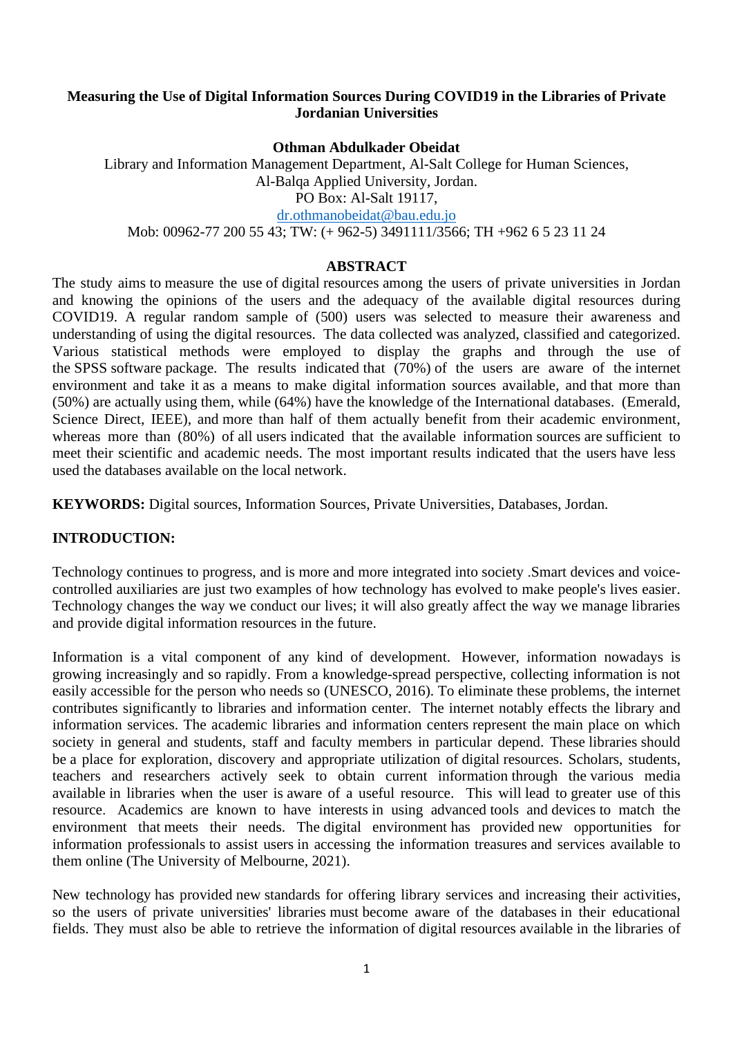**Measuring the Use of Digital Information Sources During COVID19 in the Libraries of Private Jordanian Universities**

**Othman Abdulkader Obeidat**

Library and Information Management Department, Al-Salt College for Human Sciences, Al-Balqa Applied University, Jordan.
PO Box: Al-Salt 19117,
dr.othmanobeidat@bau.edu.jo
Mob: 00962-77 200 55 43; TW: (+ 962-5) 3491111/3566; TH +962 6 5 23 11 24

## ABSTRACT

The study aims to measure the use of digital resources among the users of private universities in Jordan and knowing the opinions of the users and the adequacy of the available digital resources during COVID19. A regular random sample of (500) users was selected to measure their awareness and understanding of using the digital resources. The data collected was analyzed, classified and categorized. Various statistical methods were employed to display the graphs and through the use of the SPSS software package. The results indicated that (70%) of the users are aware of the internet environment and take it as a means to make digital information sources available, and that more than (50%) are actually using them, while (64%) have the knowledge of the International databases. (Emerald, Science Direct, IEEE), and more than half of them actually benefit from their academic environment, whereas more than (80%) of all users indicated that the available information sources are sufficient to meet their scientific and academic needs. The most important results indicated that the users have less used the databases available on the local network.

**KEYWORDS:** Digital sources, Information Sources, Private Universities, Databases, Jordan.

## INTRODUCTION:

Technology continues to progress, and is more and more integrated into society .Smart devices and voice-controlled auxiliaries are just two examples of how technology has evolved to make people's lives easier. Technology changes the way we conduct our lives; it will also greatly affect the way we manage libraries and provide digital information resources in the future.

Information is a vital component of any kind of development. However, information nowadays is growing increasingly and so rapidly. From a knowledge-spread perspective, collecting information is not easily accessible for the person who needs so (UNESCO, 2016). To eliminate these problems, the internet contributes significantly to libraries and information center. The internet notably effects the library and information services. The academic libraries and information centers represent the main place on which society in general and students, staff and faculty members in particular depend. These libraries should be a place for exploration, discovery and appropriate utilization of digital resources. Scholars, students, teachers and researchers actively seek to obtain current information through the various media available in libraries when the user is aware of a useful resource. This will lead to greater use of this resource. Academics are known to have interests in using advanced tools and devices to match the environment that meets their needs. The digital environment has provided new opportunities for information professionals to assist users in accessing the information treasures and services available to them online (The University of Melbourne, 2021).

New technology has provided new standards for offering library services and increasing their activities, so the users of private universities' libraries must become aware of the databases in their educational fields. They must also be able to retrieve the information of digital resources available in the libraries of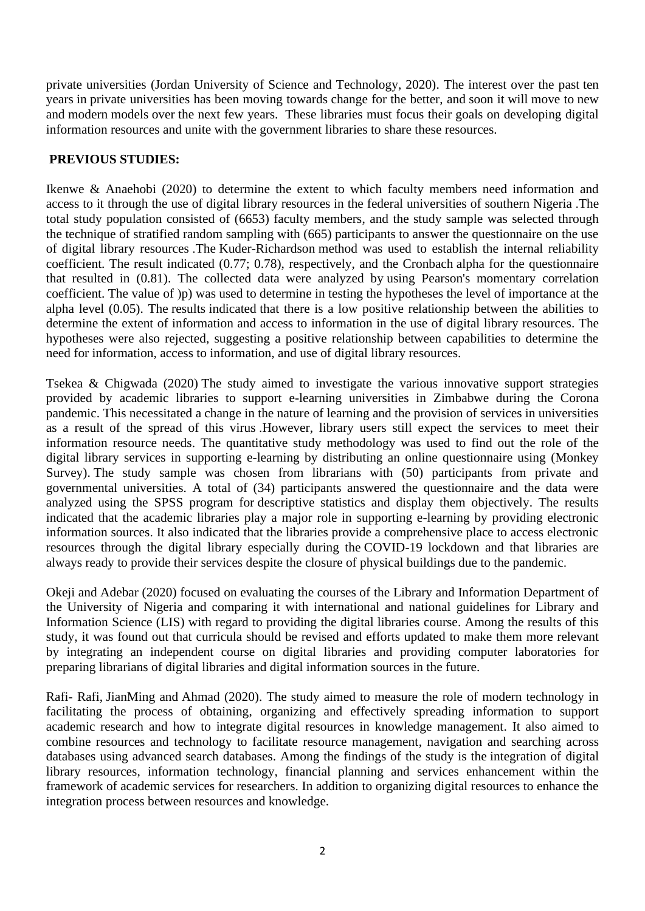private universities (Jordan University of Science and Technology, 2020). The interest over the past ten years in private universities has been moving towards change for the better, and soon it will move to new and modern models over the next few years. These libraries must focus their goals on developing digital information resources and unite with the government libraries to share these resources.

**PREVIOUS STUDIES:**

Ikenwe & Anaehobi (2020) to determine the extent to which faculty members need information and access to it through the use of digital library resources in the federal universities of southern Nigeria .The total study population consisted of (6653) faculty members, and the study sample was selected through the technique of stratified random sampling with (665) participants to answer the questionnaire on the use of digital library resources .The Kuder-Richardson method was used to establish the internal reliability coefficient. The result indicated (0.77; 0.78), respectively, and the Cronbach alpha for the questionnaire that resulted in (0.81). The collected data were analyzed by using Pearson's momentary correlation coefficient. The value of )p) was used to determine in testing the hypotheses the level of importance at the alpha level (0.05). The results indicated that there is a low positive relationship between the abilities to determine the extent of information and access to information in the use of digital library resources. The hypotheses were also rejected, suggesting a positive relationship between capabilities to determine the need for information, access to information, and use of digital library resources.

Tsekea & Chigwada (2020) The study aimed to investigate the various innovative support strategies provided by academic libraries to support e-learning universities in Zimbabwe during the Corona pandemic. This necessitated a change in the nature of learning and the provision of services in universities as a result of the spread of this virus .However, library users still expect the services to meet their information resource needs. The quantitative study methodology was used to find out the role of the digital library services in supporting e-learning by distributing an online questionnaire using (Monkey Survey). The study sample was chosen from librarians with (50) participants from private and governmental universities. A total of (34) participants answered the questionnaire and the data were analyzed using the SPSS program for descriptive statistics and display them objectively. The results indicated that the academic libraries play a major role in supporting e-learning by providing electronic information sources. It also indicated that the libraries provide a comprehensive place to access electronic resources through the digital library especially during the COVID-19 lockdown and that libraries are always ready to provide their services despite the closure of physical buildings due to the pandemic.

Okeji and Adebar (2020) focused on evaluating the courses of the Library and Information Department of the University of Nigeria and comparing it with international and national guidelines for Library and Information Science (LIS) with regard to providing the digital libraries course. Among the results of this study, it was found out that curricula should be revised and efforts updated to make them more relevant by integrating an independent course on digital libraries and providing computer laboratories for preparing librarians of digital libraries and digital information sources in the future.

Rafi- Rafi, JianMing and Ahmad (2020). The study aimed to measure the role of modern technology in facilitating the process of obtaining, organizing and effectively spreading information to support academic research and how to integrate digital resources in knowledge management. It also aimed to combine resources and technology to facilitate resource management, navigation and searching across databases using advanced search databases. Among the findings of the study is the integration of digital library resources, information technology, financial planning and services enhancement within the framework of academic services for researchers. In addition to organizing digital resources to enhance the integration process between resources and knowledge.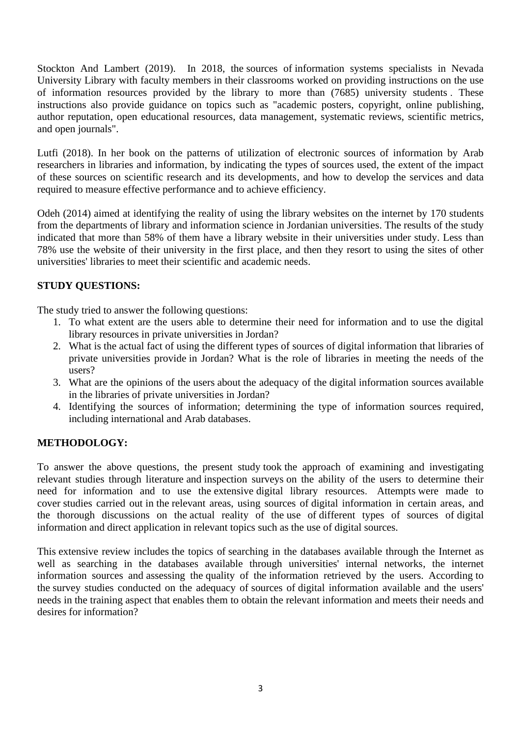Stockton And Lambert (2019). In 2018, the sources of information systems specialists in Nevada University Library with faculty members in their classrooms worked on providing instructions on the use of information resources provided by the library to more than (7685) university students . These instructions also provide guidance on topics such as "academic posters, copyright, online publishing, author reputation, open educational resources, data management, systematic reviews, scientific metrics, and open journals".

Lutfi (2018). In her book on the patterns of utilization of electronic sources of information by Arab researchers in libraries and information, by indicating the types of sources used, the extent of the impact of these sources on scientific research and its developments, and how to develop the services and data required to measure effective performance and to achieve efficiency.

Odeh (2014) aimed at identifying the reality of using the library websites on the internet by 170 students from the departments of library and information science in Jordanian universities. The results of the study indicated that more than 58% of them have a library website in their universities under study. Less than 78% use the website of their university in the first place, and then they resort to using the sites of other universities' libraries to meet their scientific and academic needs.

**STUDY QUESTIONS:**

The study tried to answer the following questions:

1. To what extent are the users able to determine their need for information and to use the digital library resources in private universities in Jordan?
2. What is the actual fact of using the different types of sources of digital information that libraries of private universities provide in Jordan? What is the role of libraries in meeting the needs of the users?
3. What are the opinions of the users about the adequacy of the digital information sources available in the libraries of private universities in Jordan?
4. Identifying the sources of information; determining the type of information sources required, including international and Arab databases.

**METHODOLOGY:**

To answer the above questions, the present study took the approach of examining and investigating relevant studies through literature and inspection surveys on the ability of the users to determine their need for information and to use the extensive digital library resources. Attempts were made to cover studies carried out in the relevant areas, using sources of digital information in certain areas, and the thorough discussions on the actual reality of the use of different types of sources of digital information and direct application in relevant topics such as the use of digital sources.

This extensive review includes the topics of searching in the databases available through the Internet as well as searching in the databases available through universities' internal networks, the internet information sources and assessing the quality of the information retrieved by the users. According to the survey studies conducted on the adequacy of sources of digital information available and the users' needs in the training aspect that enables them to obtain the relevant information and meets their needs and desires for information?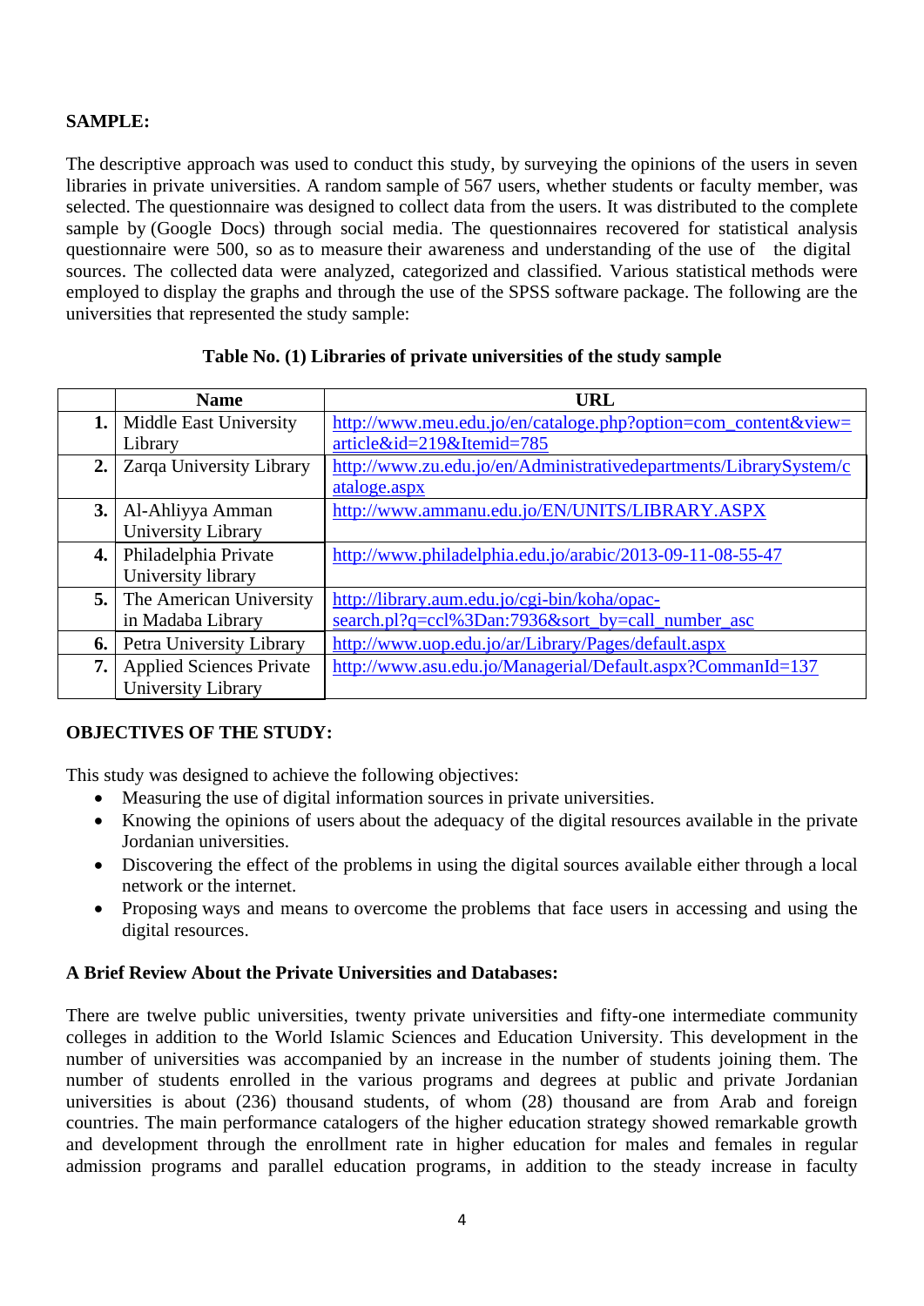**SAMPLE:**

The descriptive approach was used to conduct this study, by surveying the opinions of the users in seven libraries in private universities. A random sample of 567 users, whether students or faculty member, was selected. The questionnaire was designed to collect data from the users. It was distributed to the complete sample by (Google Docs) through social media. The questionnaires recovered for statistical analysis questionnaire were 500, so as to measure their awareness and understanding of the use of the digital sources. The collected data were analyzed, categorized and classified. Various statistical methods were employed to display the graphs and through the use of the SPSS software package. The following are the universities that represented the study sample:

**Table No. (1) Libraries of private universities of the study sample**

| | Name | URL |
|---|---|---|
| **1.** | Middle East University Library | http://www.meu.edu.jo/en/cataloge.php?option=com_content&view=article&id=219&Itemid=785 |
| **2.** | Zarqa University Library | http://www.zu.edu.jo/en/Administrativedepartments/LibrarySystem/cataloge.aspx |
| **3.** | Al-Ahliyya Amman University Library | http://www.ammanu.edu.jo/EN/UNITS/LIBRARY.ASPX |
| **4.** | Philadelphia Private University library | http://www.philadelphia.edu.jo/arabic/2013-09-11-08-55-47 |
| **5.** | The American University in Madaba Library | http://library.aum.edu.jo/cgi-bin/koha/opac-search.pl?q=ccl%3Dan:7936&sort_by=call_number_asc |
| **6.** | Petra University Library | http://www.uop.edu.jo/ar/Library/Pages/default.aspx |
| **7.** | Applied Sciences Private University Library | http://www.asu.edu.jo/Managerial/Default.aspx?CommandId=137 |

**OBJECTIVES OF THE STUDY:**

This study was designed to achieve the following objectives:

- Measuring the use of digital information sources in private universities.
- Knowing the opinions of users about the adequacy of the digital resources available in the private Jordanian universities.
- Discovering the effect of the problems in using the digital sources available either through a local network or the internet.
- Proposing ways and means to overcome the problems that face users in accessing and using the digital resources.

**A Brief Review About the Private Universities and Databases:**

There are twelve public universities, twenty private universities and fifty-one intermediate community colleges in addition to the World Islamic Sciences and Education University. This development in the number of universities was accompanied by an increase in the number of students joining them. The number of students enrolled in the various programs and degrees at public and private Jordanian universities is about (236) thousand students, of whom (28) thousand are from Arab and foreign countries. The main performance catalogers of the higher education strategy showed remarkable growth and development through the enrollment rate in higher education for males and females in regular admission programs and parallel education programs, in addition to the steady increase in faculty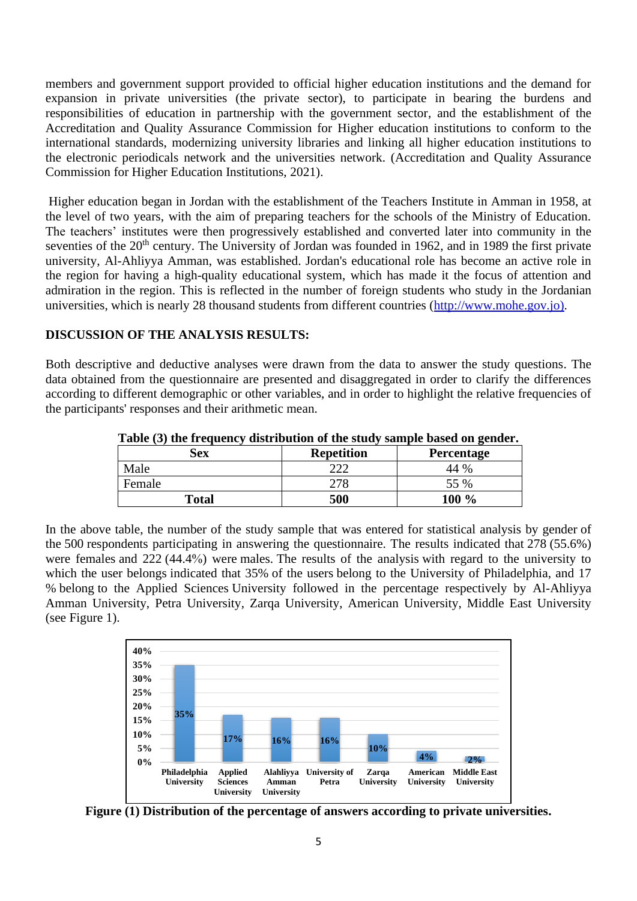members and government support provided to official higher education institutions and the demand for expansion in private universities (the private sector), to participate in bearing the burdens and responsibilities of education in partnership with the government sector, and the establishment of the Accreditation and Quality Assurance Commission for Higher education institutions to conform to the international standards, modernizing university libraries and linking all higher education institutions to the electronic periodicals network and the universities network. (Accreditation and Quality Assurance Commission for Higher Education Institutions, 2021).

Higher education began in Jordan with the establishment of the Teachers Institute in Amman in 1958, at the level of two years, with the aim of preparing teachers for the schools of the Ministry of Education. The teachers' institutes were then progressively established and converted later into community in the seventies of the 20th century. The University of Jordan was founded in 1962, and in 1989 the first private university, Al-Ahliyya Amman, was established. Jordan's educational role has become an active role in the region for having a high-quality educational system, which has made it the focus of attention and admiration in the region. This is reflected in the number of foreign students who study in the Jordanian universities, which is nearly 28 thousand students from different countries (http://www.mohe.gov.jo).

## DISCUSSION OF THE ANALYSIS RESULTS:

Both descriptive and deductive analyses were drawn from the data to answer the study questions. The data obtained from the questionnaire are presented and disaggregated in order to clarify the differences according to different demographic or other variables, and in order to highlight the relative frequencies of the participants' responses and their arithmetic mean.

**Table (3) the frequency distribution of the study sample based on gender.**

| Sex | Repetition | Percentage |
|---|---|---|
| Male | 222 | 44 % |
| Female | 278 | 55 % |
| **Total** | **500** | **100 %** |

In the above table, the number of the study sample that was entered for statistical analysis by gender of the 500 respondents participating in answering the questionnaire. The results indicated that 278 (55.6%) were females and 222 (44.4%) were males. The results of the analysis with regard to the university to which the user belongs indicated that 35% of the users belong to the University of Philadelphia, and 17 % belong to the Applied Sciences University followed in the percentage respectively by Al-Ahliyya Amman University, Petra University, Zarqa University, American University, Middle East University (see Figure 1).

**Figure (1) Distribution of the percentage of answers according to private universities.**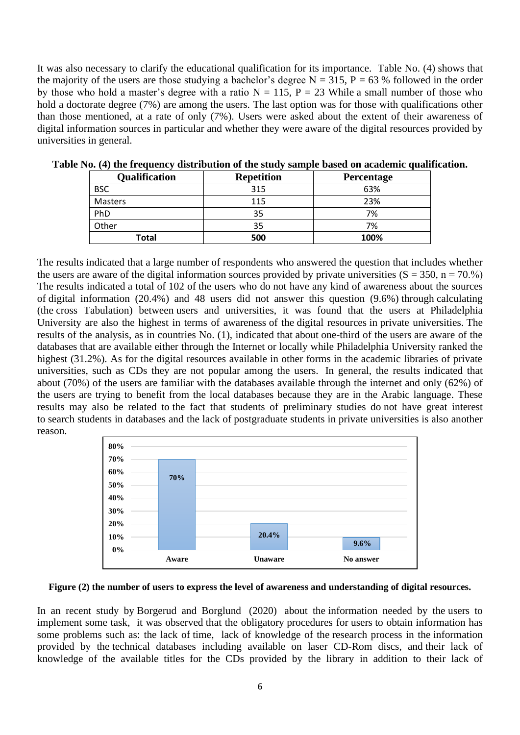It was also necessary to clarify the educational qualification for its importance. Table No. (4) shows that the majority of the users are those studying a bachelor's degree N = 315, P = 63 % followed in the order by those who hold a master's degree with a ratio N = 115, P = 23 While a small number of those who hold a doctorate degree (7%) are among the users. The last option was for those with qualifications other than those mentioned, at a rate of only (7%). Users were asked about the extent of their awareness of digital information sources in particular and whether they were aware of the digital resources provided by universities in general.

**Table No. (4) the frequency distribution of the study sample based on academic qualification.**

| Qualification | Repetition | Percentage |
|---|---|---|
| BSC | 315 | 63% |
| Masters | 115 | 23% |
| PhD | 35 | 7% |
| Other | 35 | 7% |
| **Total** | **500** | **100%** |

The results indicated that a large number of respondents who answered the question that includes whether the users are aware of the digital information sources provided by private universities (S = 350, n = 70.%) The results indicated a total of 102 of the users who do not have any kind of awareness about the sources of digital information (20.4%) and 48 users did not answer this question (9.6%) through calculating (the cross Tabulation) between users and universities, it was found that the users at Philadelphia University are also the highest in terms of awareness of the digital resources in private universities. The results of the analysis, as in countries No. (1), indicated that about one-third of the users are aware of the databases that are available either through the Internet or locally while Philadelphia University ranked the highest (31.2%). As for the digital resources available in other forms in the academic libraries of private universities, such as CDs they are not popular among the users. In general, the results indicated that about (70%) of the users are familiar with the databases available through the internet and only (62%) of the users are trying to benefit from the local databases because they are in the Arabic language. These results may also be related to the fact that students of preliminary studies do not have great interest to search students in databases and the lack of postgraduate students in private universities is also another reason.

**Figure (2) the number of users to express the level of awareness and understanding of digital resources.**

In an recent study by Borgerud and Borglund (2020) about the information needed by the users to implement some task, it was observed that the obligatory procedures for users to obtain information has some problems such as: the lack of time, lack of knowledge of the research process in the information provided by the technical databases including available on laser CD-Rom discs, and their lack of knowledge of the available titles for the CDs provided by the library in addition to their lack of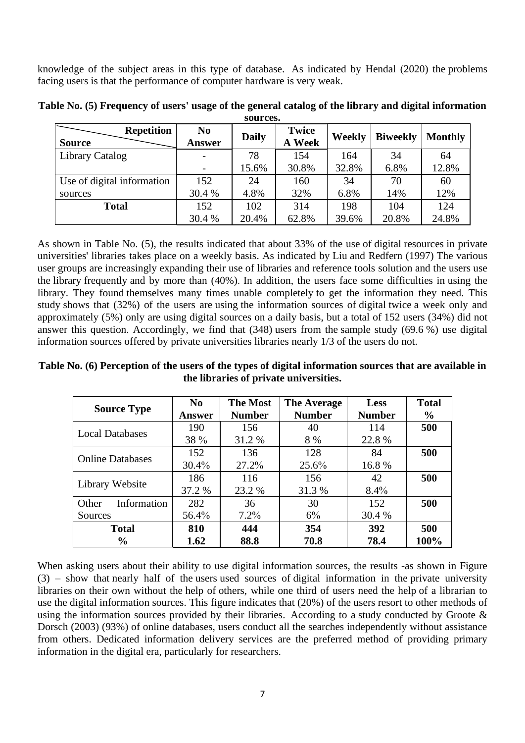knowledge of the subject areas in this type of database. As indicated by Hendal (2020) the problems facing users is that the performance of computer hardware is very weak.

**Table No. (5) Frequency of users' usage of the general catalog of the library and digital information sources.**

| Source / Repetition | No Answer | Daily | Twice A Week | Weekly | Biweekly | Monthly |
|---|---|---|---|---|---|---|
| Library Catalog | - | 78 | 154 | 164 | 34 | 64 |
| | - | 15.6% | 30.8% | 32.8% | 6.8% | 12.8% |
| Use of digital information sources | 152 | 24 | 160 | 34 | 70 | 60 |
| | 30.4 % | 4.8% | 32% | 6.8% | 14% | 12% |
| **Total** | 152 | 102 | 314 | 198 | 104 | 124 |
| | 30.4 % | 20.4% | 62.8% | 39.6% | 20.8% | 24.8% |

As shown in Table No. (5), the results indicated that about 33% of the use of digital resources in private universities' libraries takes place on a weekly basis. As indicated by Liu and Redfern (1997) The various user groups are increasingly expanding their use of libraries and reference tools solution and the users use the library frequently and by more than (40%). In addition, the users face some difficulties in using the library. They found themselves many times unable completely to get the information they need. This study shows that (32%) of the users are using the information sources of digital twice a week only and approximately (5%) only are using digital sources on a daily basis, but a total of 152 users (34%) did not answer this question. Accordingly, we find that (348) users from the sample study (69.6 %) use digital information sources offered by private universities libraries nearly 1/3 of the users do not.

**Table No. (6) Perception of the users of the types of digital information sources that are available in the libraries of private universities.**

| Source Type | No Answer | The Most Number | The Average Number | Less Number | Total % |
|---|---|---|---|---|---|
| Local Databases | 190 | 156 | 40 | 114 | **500** |
| | 38 % | 31.2 % | 8 % | 22.8 % | |
| Online Databases | 152 | 136 | 128 | 84 | **500** |
| | 30.4% | 27.2% | 25.6% | 16.8 % | |
| Library Website | 186 | 116 | 156 | 42 | **500** |
| | 37.2 % | 23.2 % | 31.3 % | 8.4% | |
| Other Information Sources | 282 | 36 | 30 | 152 | **500** |
| | 56.4% | 7.2% | 6% | 30.4 % | |
| **Total** | **810** | **444** | **354** | **392** | **500** |
| **%** | **1.62** | **88.8** | **70.8** | **78.4** | **100%** |

When asking users about their ability to use digital information sources, the results -as shown in Figure (3) – show that nearly half of the users used sources of digital information in the private university libraries on their own without the help of others, while one third of users need the help of a librarian to use the digital information sources. This figure indicates that (20%) of the users resort to other methods of using the information sources provided by their libraries. According to a study conducted by Groote & Dorsch (2003) (93%) of online databases, users conduct all the searches independently without assistance from others. Dedicated information delivery services are the preferred method of providing primary information in the digital era, particularly for researchers.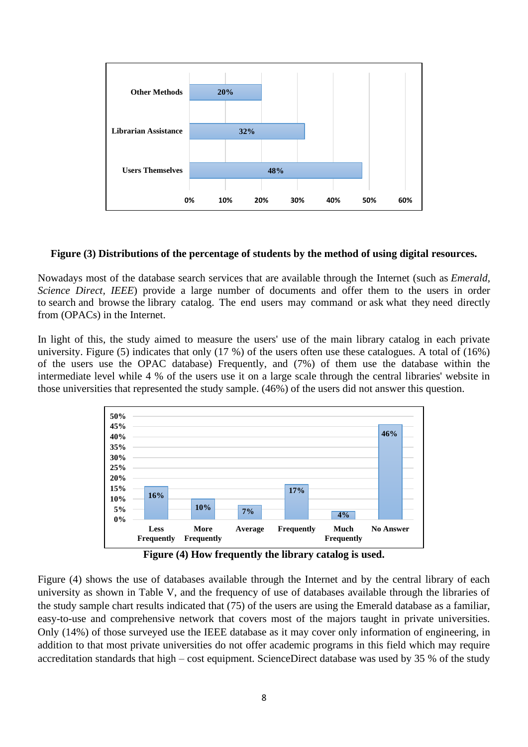**Figure (3) Distributions of the percentage of students by the method of using digital resources.**

Nowadays most of the database search services that are available through the Internet (such as *Emerald*, *Science Direct*, *IEEE*) provide a large number of documents and offer them to the users in order to search and browse the library catalog. The end users may command or ask what they need directly from (OPACs) in the Internet.

In light of this, the study aimed to measure the users' use of the main library catalog in each private university. Figure (5) indicates that only (17 %) of the users often use these catalogues. A total of (16%) of the users use the OPAC database) Frequently, and (7%) of them use the database within the intermediate level while 4 % of the users use it on a large scale through the central libraries' website in those universities that represented the study sample. (46%) of the users did not answer this question.

**Figure (4) How frequently the library catalog is used.**

Figure (4) shows the use of databases available through the Internet and by the central library of each university as shown in Table V, and the frequency of use of databases available through the libraries of the study sample chart results indicated that (75) of the users are using the Emerald database as a familiar, easy-to-use and comprehensive network that covers most of the majors taught in private universities. Only (14%) of those surveyed use the IEEE database as it may cover only information of engineering, in addition to that most private universities do not offer academic programs in this field which may require accreditation standards that high – cost equipment. ScienceDirect database was used by 35 % of the study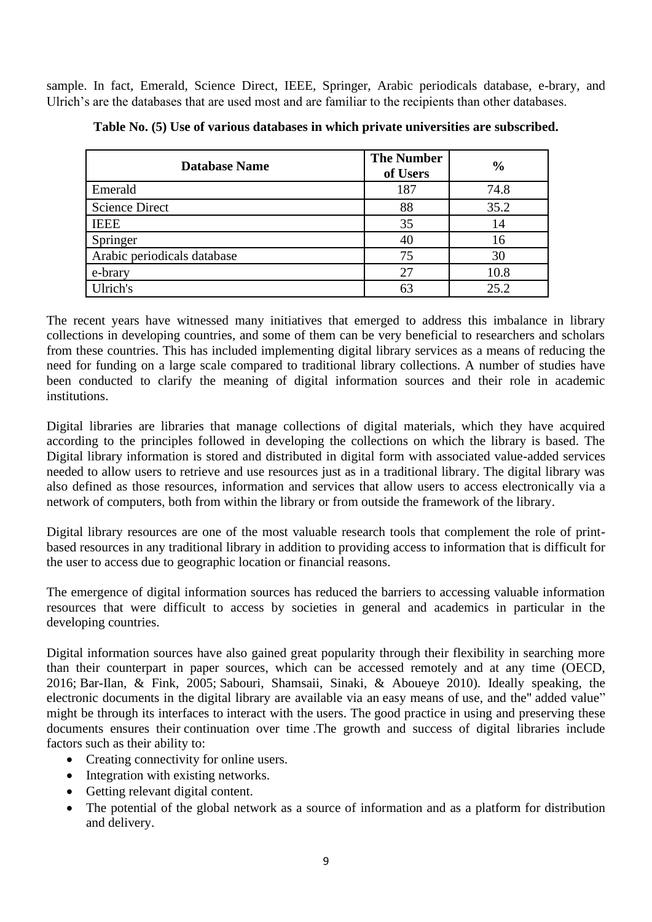sample. In fact, Emerald, Science Direct, IEEE, Springer, Arabic periodicals database, e-brary, and Ulrich's are the databases that are used most and are familiar to the recipients than other databases.

**Table No. (5) Use of various databases in which private universities are subscribed.**

| Database Name | The Number of Users | % |
|---|---|---|
| Emerald | 187 | 74.8 |
| Science Direct | 88 | 35.2 |
| IEEE | 35 | 14 |
| Springer | 40 | 16 |
| Arabic periodicals database | 75 | 30 |
| e-brary | 27 | 10.8 |
| Ulrich's | 63 | 25.2 |

The recent years have witnessed many initiatives that emerged to address this imbalance in library collections in developing countries, and some of them can be very beneficial to researchers and scholars from these countries. This has included implementing digital library services as a means of reducing the need for funding on a large scale compared to traditional library collections. A number of studies have been conducted to clarify the meaning of digital information sources and their role in academic institutions.

Digital libraries are libraries that manage collections of digital materials, which they have acquired according to the principles followed in developing the collections on which the library is based. The Digital library information is stored and distributed in digital form with associated value-added services needed to allow users to retrieve and use resources just as in a traditional library. The digital library was also defined as those resources, information and services that allow users to access electronically via a network of computers, both from within the library or from outside the framework of the library.

Digital library resources are one of the most valuable research tools that complement the role of print-based resources in any traditional library in addition to providing access to information that is difficult for the user to access due to geographic location or financial reasons.

The emergence of digital information sources has reduced the barriers to accessing valuable information resources that were difficult to access by societies in general and academics in particular in the developing countries.

Digital information sources have also gained great popularity through their flexibility in searching more than their counterpart in paper sources, which can be accessed remotely and at any time (OECD, 2016; Bar-Ilan, & Fink, 2005; Sabouri, Shamsaii, Sinaki, & Aboueye 2010). Ideally speaking, the electronic documents in the digital library are available via an easy means of use, and the" added value" might be through its interfaces to interact with the users. The good practice in using and preserving these documents ensures their continuation over time .The growth and success of digital libraries include factors such as their ability to:

- Creating connectivity for online users.
- Integration with existing networks.
- Getting relevant digital content.
- The potential of the global network as a source of information and as a platform for distribution and delivery.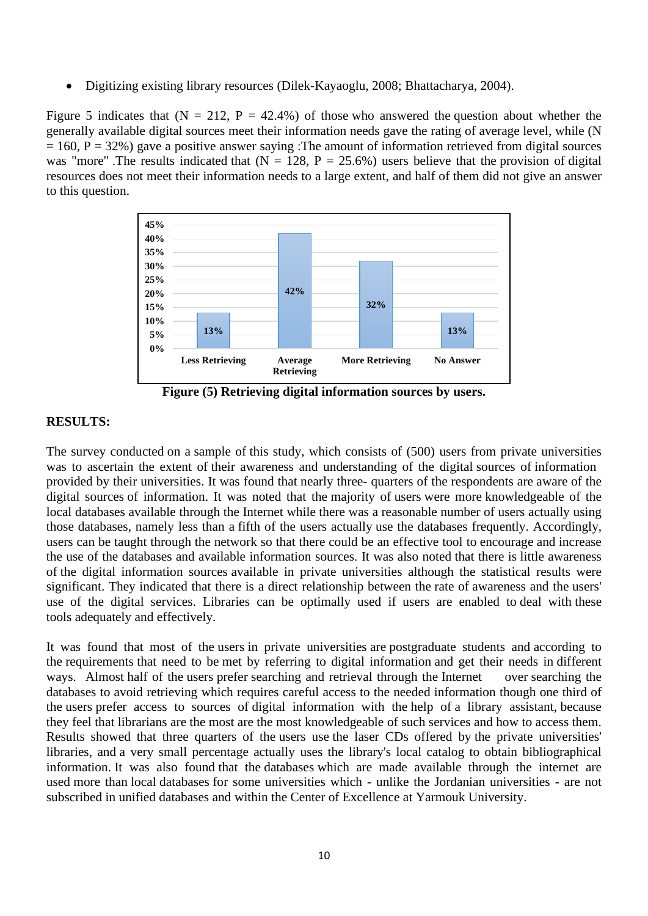- Digitizing existing library resources (Dilek-Kayaoglu, 2008; Bhattacharya, 2004).

Figure 5 indicates that (N = 212, P = 42.4%) of those who answered the question about whether the generally available digital sources meet their information needs gave the rating of average level, while (N = 160, P = 32%) gave a positive answer saying :The amount of information retrieved from digital sources was "more" .The results indicated that (N = 128, P = 25.6%) users believe that the provision of digital resources does not meet their information needs to a large extent, and half of them did not give an answer to this question.

| Category | Percentage |
| --- | --- |
| Less Retrieving | 13% |
| Average Retrieving | 42% |
| More Retrieving | 32% |
| No Answer | 13% |

**Figure (5) Retrieving digital information sources by users.**

## RESULTS:

The survey conducted on a sample of this study, which consists of (500) users from private universities was to ascertain the extent of their awareness and understanding of the digital sources of information provided by their universities. It was found that nearly three- quarters of the respondents are aware of the digital sources of information. It was noted that the majority of users were more knowledgeable of the local databases available through the Internet while there was a reasonable number of users actually using those databases, namely less than a fifth of the users actually use the databases frequently. Accordingly, users can be taught through the network so that there could be an effective tool to encourage and increase the use of the databases and available information sources. It was also noted that there is little awareness of the digital information sources available in private universities although the statistical results were significant. They indicated that there is a direct relationship between the rate of awareness and the users' use of the digital services. Libraries can be optimally used if users are enabled to deal with these tools adequately and effectively.

It was found that most of the users in private universities are postgraduate students and according to the requirements that need to be met by referring to digital information and get their needs in different ways. Almost half of the users prefer searching and retrieval through the Internet over searching the databases to avoid retrieving which requires careful access to the needed information though one third of the users prefer access to sources of digital information with the help of a library assistant, because they feel that librarians are the most are the most knowledgeable of such services and how to access them. Results showed that three quarters of the users use the laser CDs offered by the private universities' libraries, and a very small percentage actually uses the library's local catalog to obtain bibliographical information. It was also found that the databases which are made available through the internet are used more than local databases for some universities which - unlike the Jordanian universities - are not subscribed in unified databases and within the Center of Excellence at Yarmouk University.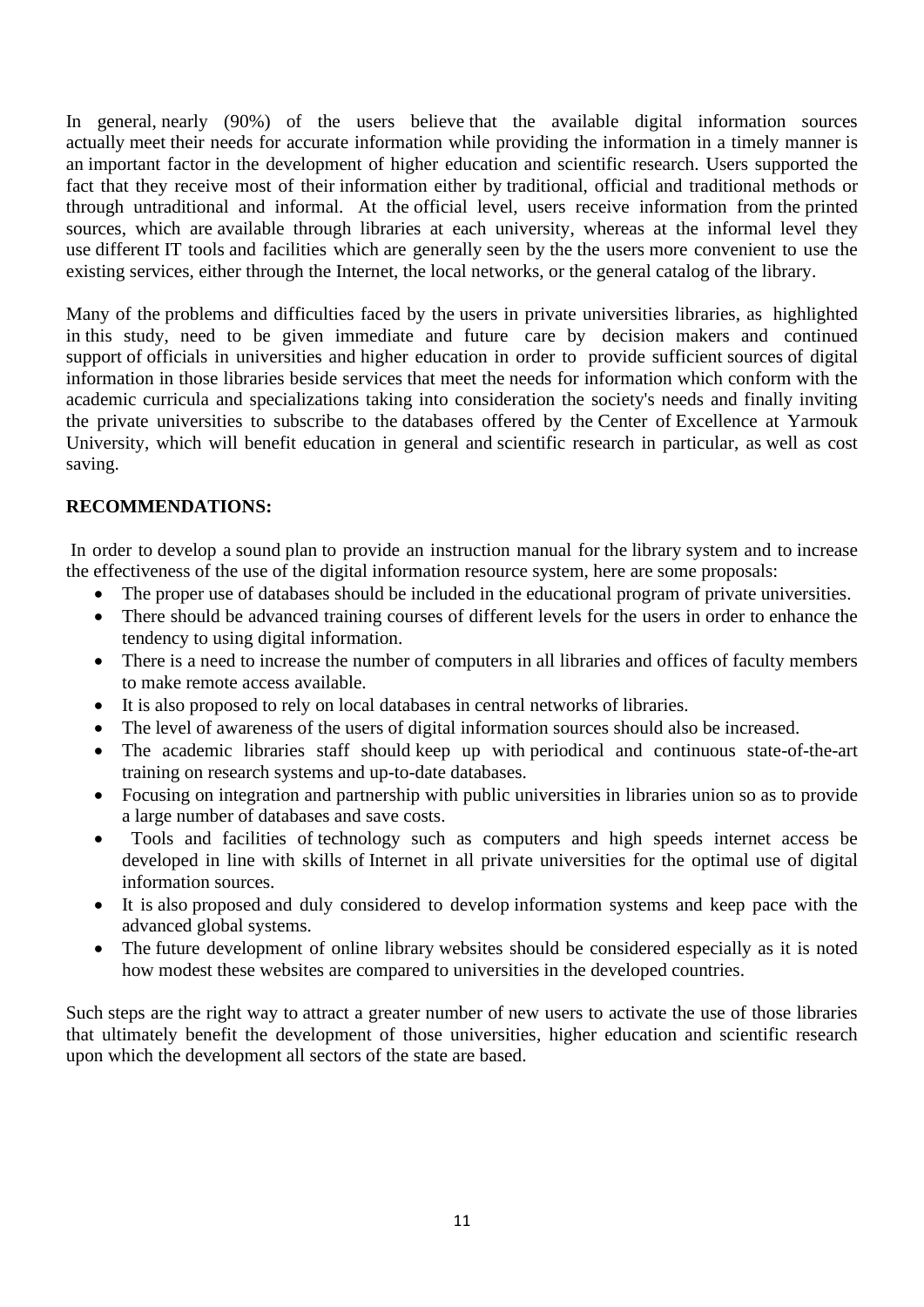In general, nearly (90%) of the users believe that the available digital information sources actually meet their needs for accurate information while providing the information in a timely manner is an important factor in the development of higher education and scientific research. Users supported the fact that they receive most of their information either by traditional, official and traditional methods or through untraditional and informal. At the official level, users receive information from the printed sources, which are available through libraries at each university, whereas at the informal level they use different IT tools and facilities which are generally seen by the the users more convenient to use the existing services, either through the Internet, the local networks, or the general catalog of the library.

Many of the problems and difficulties faced by the users in private universities libraries, as highlighted in this study, need to be given immediate and future care by decision makers and continued support of officials in universities and higher education in order to provide sufficient sources of digital information in those libraries beside services that meet the needs for information which conform with the academic curricula and specializations taking into consideration the society's needs and finally inviting the private universities to subscribe to the databases offered by the Center of Excellence at Yarmouk University, which will benefit education in general and scientific research in particular, as well as cost saving.

**RECOMMENDATIONS:**

In order to develop a sound plan to provide an instruction manual for the library system and to increase the effectiveness of the use of the digital information resource system, here are some proposals:

- The proper use of databases should be included in the educational program of private universities.
- There should be advanced training courses of different levels for the users in order to enhance the tendency to using digital information.
- There is a need to increase the number of computers in all libraries and offices of faculty members to make remote access available.
- It is also proposed to rely on local databases in central networks of libraries.
- The level of awareness of the users of digital information sources should also be increased.
- The academic libraries staff should keep up with periodical and continuous state-of-the-art training on research systems and up-to-date databases.
- Focusing on integration and partnership with public universities in libraries union so as to provide a large number of databases and save costs.
- Tools and facilities of technology such as computers and high speeds internet access be developed in line with skills of Internet in all private universities for the optimal use of digital information sources.
- It is also proposed and duly considered to develop information systems and keep pace with the advanced global systems.
- The future development of online library websites should be considered especially as it is noted how modest these websites are compared to universities in the developed countries.

Such steps are the right way to attract a greater number of new users to activate the use of those libraries that ultimately benefit the development of those universities, higher education and scientific research upon which the development all sectors of the state are based.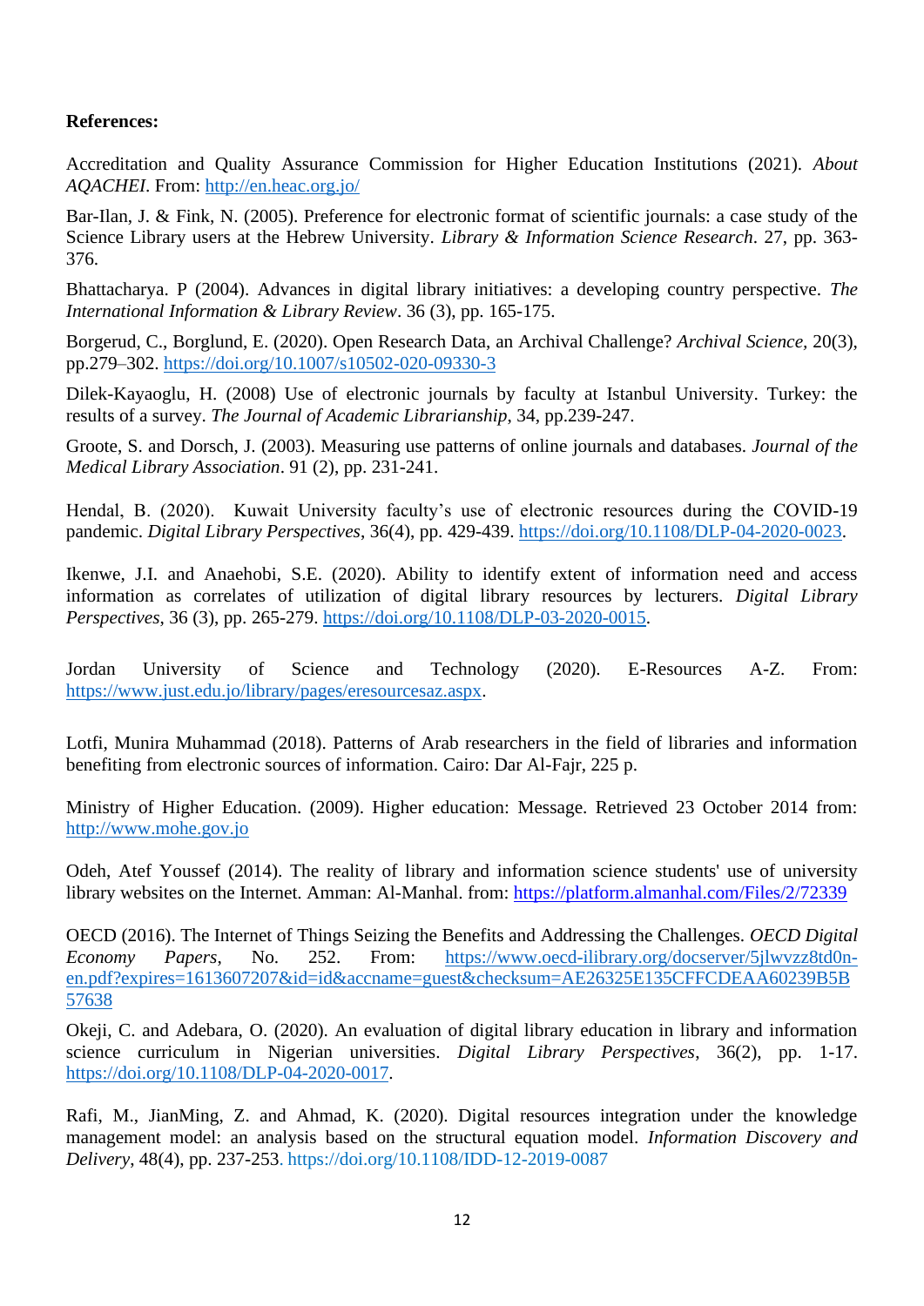**References:**

Accreditation and Quality Assurance Commission for Higher Education Institutions (2021). *About AQACHEI*. From: http://en.heac.org.jo/

Bar-Ilan, J. & Fink, N. (2005). Preference for electronic format of scientific journals: a case study of the Science Library users at the Hebrew University. *Library & Information Science Research*. 27, pp. 363-376.

Bhattacharya. P (2004). Advances in digital library initiatives: a developing country perspective. *The International Information & Library Review*. 36 (3), pp. 165-175.

Borgerud, C., Borglund, E. (2020). Open Research Data, an Archival Challenge? *Archival Science*, 20(3), pp.279–302. https://doi.org/10.1007/s10502-020-09330-3

Dilek-Kayaoglu, H. (2008) Use of electronic journals by faculty at Istanbul University. Turkey: the results of a survey. *The Journal of Academic Librarianship*, 34, pp.239-247.

Groote, S. and Dorsch, J. (2003). Measuring use patterns of online journals and databases. *Journal of the Medical Library Association*. 91 (2), pp. 231-241.

Hendal, B. (2020). Kuwait University faculty's use of electronic resources during the COVID-19 pandemic. *Digital Library Perspectives*, 36(4), pp. 429-439. https://doi.org/10.1108/DLP-04-2020-0023.

Ikenwe, J.I. and Anaehobi, S.E. (2020). Ability to identify extent of information need and access information as correlates of utilization of digital library resources by lecturers. *Digital Library Perspectives*, 36 (3), pp. 265-279. https://doi.org/10.1108/DLP-03-2020-0015.

Jordan University of Science and Technology (2020). E-Resources A-Z. From: https://www.just.edu.jo/library/pages/eresourcesaz.aspx.

Lotfi, Munira Muhammad (2018). Patterns of Arab researchers in the field of libraries and information benefiting from electronic sources of information. Cairo: Dar Al-Fajr, 225 p.

Ministry of Higher Education. (2009). Higher education: Message. Retrieved 23 October 2014 from: http://www.mohe.gov.jo

Odeh, Atef Youssef (2014). The reality of library and information science students' use of university library websites on the Internet. Amman: Al-Manhal. from: https://platform.almanhal.com/Files/2/72339

OECD (2016). The Internet of Things Seizing the Benefits and Addressing the Challenges. *OECD Digital Economy Papers*, No. 252. From: https://www.oecd-ilibrary.org/docserver/5jlwvzz8td0n-en.pdf?expires=1613607207&id=id&accname=guest&checksum=AE26325E135CFFCDEAA60239B5B57638

Okeji, C. and Adebara, O. (2020). An evaluation of digital library education in library and information science curriculum in Nigerian universities. *Digital Library Perspectives*, 36(2), pp. 1-17. https://doi.org/10.1108/DLP-04-2020-0017.

Rafi, M., JianMing, Z. and Ahmad, K. (2020). Digital resources integration under the knowledge management model: an analysis based on the structural equation model. *Information Discovery and Delivery*, 48(4), pp. 237-253. https://doi.org/10.1108/IDD-12-2019-0087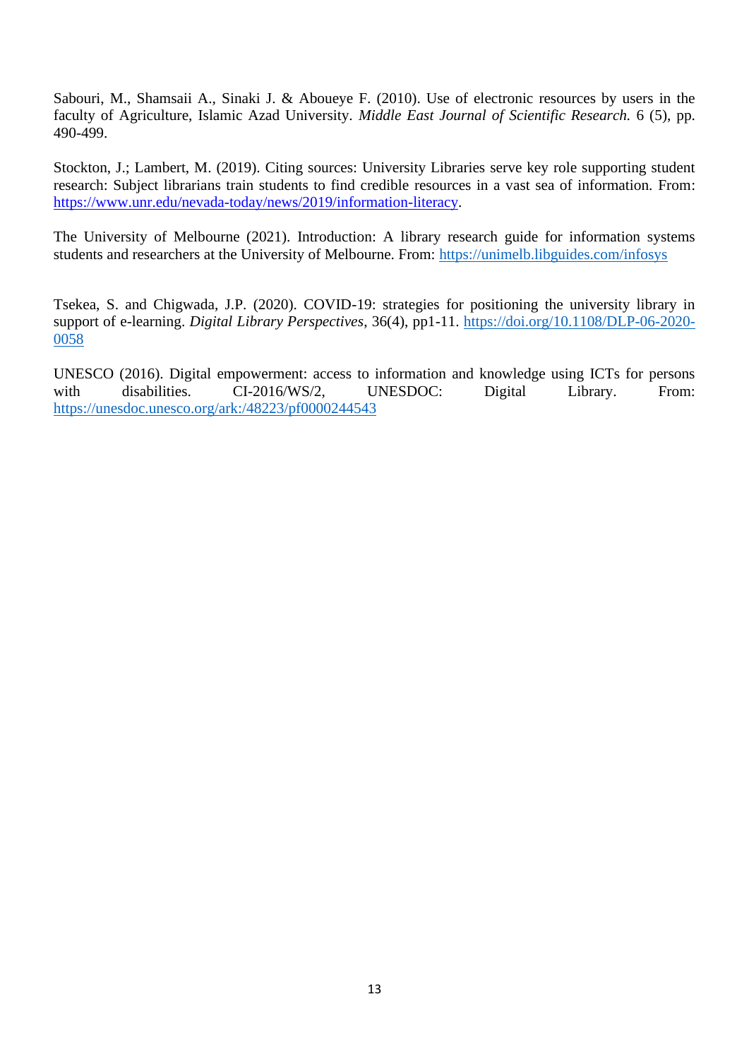Sabouri, M., Shamsaii A., Sinaki J. & Aboueye F. (2010). Use of electronic resources by users in the faculty of Agriculture, Islamic Azad University. *Middle East Journal of Scientific Research.* 6 (5), pp. 490-499.

Stockton, J.; Lambert, M. (2019). Citing sources: University Libraries serve key role supporting student research: Subject librarians train students to find credible resources in a vast sea of information. From: https://www.unr.edu/nevada-today/news/2019/information-literacy.

The University of Melbourne (2021). Introduction: A library research guide for information systems students and researchers at the University of Melbourne. From: https://unimelb.libguides.com/infosys

Tsekea, S. and Chigwada, J.P. (2020). COVID-19: strategies for positioning the university library in support of e-learning. *Digital Library Perspectives*, 36(4), pp1-11. https://doi.org/10.1108/DLP-06-2020-0058

UNESCO (2016). Digital empowerment: access to information and knowledge using ICTs for persons with disabilities. CI-2016/WS/2, UNESDOC: Digital Library. From: https://unesdoc.unesco.org/ark:/48223/pf0000244543